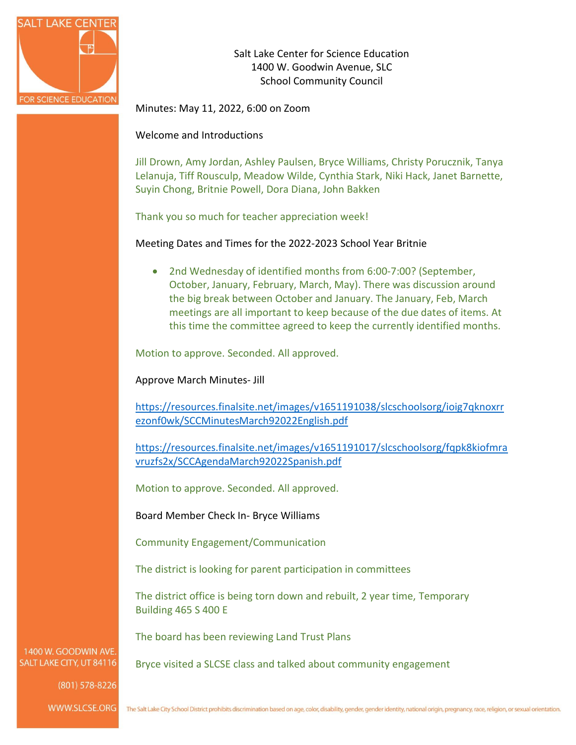Salt Lake Center for Science Education
1400 W. Goodwin Avenue, SLC
School Community Council

Minutes: May 11, 2022, 6:00 on Zoom

Welcome and Introductions

Jill Drown, Amy Jordan, Ashley Paulsen, Bryce Williams, Christy Porucznik, Tanya Lelanuja, Tiff Rousculp, Meadow Wilde, Cynthia Stark, Niki Hack, Janet Barnette, Suyin Chong, Britnie Powell, Dora Diana, John Bakken

Thank you so much for teacher appreciation week!

Meeting Dates and Times for the 2022-2023 School Year Britnie

- 2nd Wednesday of identified months from 6:00-7:00? (September, October, January, February, March, May). There was discussion around the big break between October and January. The January, Feb, March meetings are all important to keep because of the due dates of items. At this time the committee agreed to keep the currently identified months.

Motion to approve. Seconded. All approved.

Approve March Minutes- Jill

https://resources.finalsite.net/images/v1651191038/slcschoolsorg/ioig7qknoxrrezonf0wk/SCCMinutesMarch92022English.pdf

https://resources.finalsite.net/images/v1651191017/slcschoolsorg/fqpk8kiofmravruzfs2x/SCCAgendaMarch92022Spanish.pdf

Motion to approve. Seconded. All approved.

Board Member Check In- Bryce Williams

Community Engagement/Communication

The district is looking for parent participation in committees

The district office is being torn down and rebuilt, 2 year time, Temporary Building 465 S 400 E

The board has been reviewing Land Trust Plans

Bryce visited a SLCSE class and talked about community engagement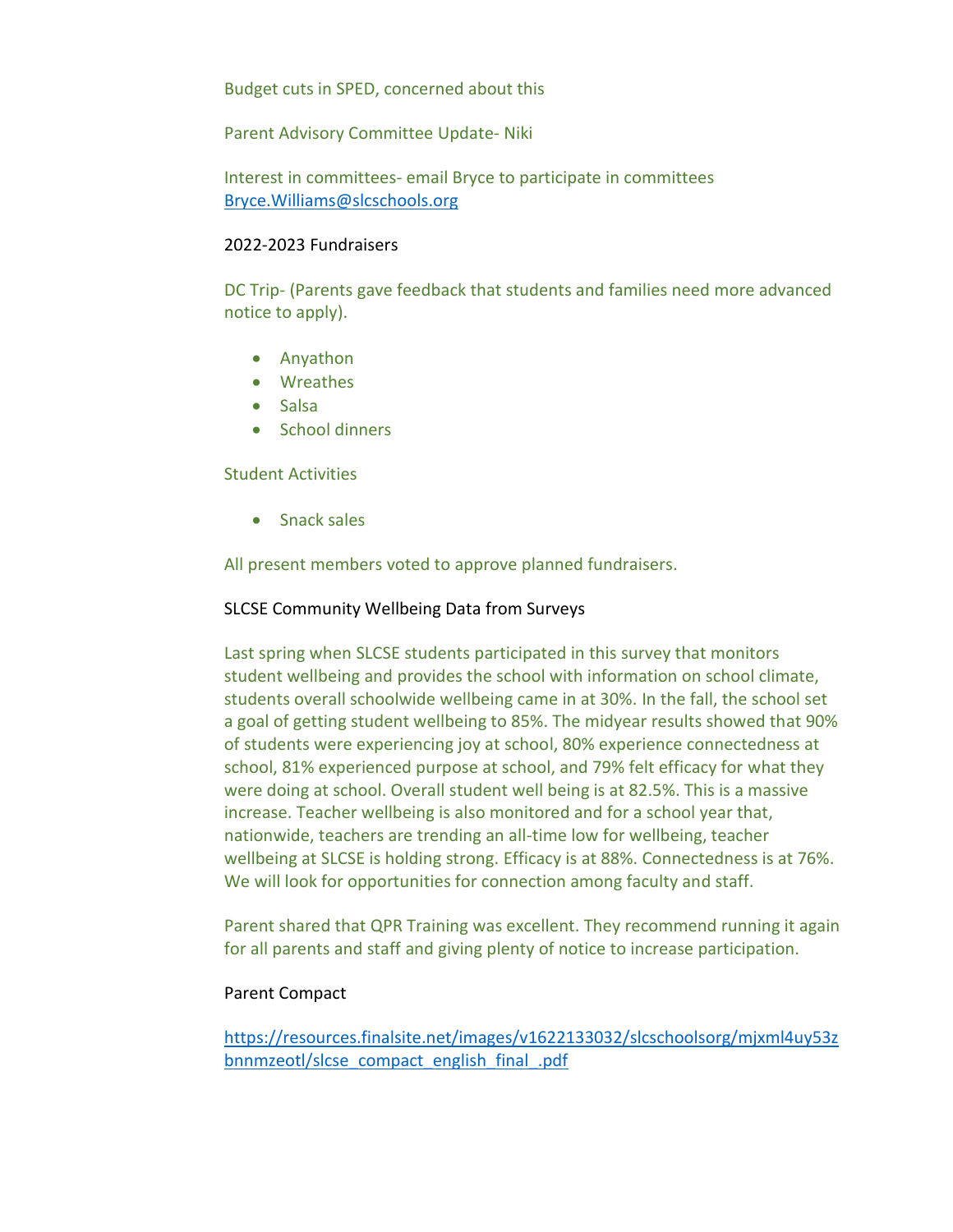Budget cuts in SPED, concerned about this

Parent Advisory Committee Update- Niki

Interest in committees- email Bryce to participate in committees
Bryce.Williams@slcschools.org

2022-2023 Fundraisers

DC Trip- (Parents gave feedback that students and families need more advanced notice to apply).

- Anyathon
- Wreathes
- Salsa
- School dinners

Student Activities

- Snack sales

All present members voted to approve planned fundraisers.

SLCSE Community Wellbeing Data from Surveys

Last spring when SLCSE students participated in this survey that monitors student wellbeing and provides the school with information on school climate, students overall schoolwide wellbeing came in at 30%. In the fall, the school set a goal of getting student wellbeing to 85%. The midyear results showed that 90% of students were experiencing joy at school, 80% experience connectedness at school, 81% experienced purpose at school, and 79% felt efficacy for what they were doing at school. Overall student well being is at 82.5%. This is a massive increase. Teacher wellbeing is also monitored and for a school year that, nationwide, teachers are trending an all-time low for wellbeing, teacher wellbeing at SLCSE is holding strong. Efficacy is at 88%. Connectedness is at 76%. We will look for opportunities for connection among faculty and staff.

Parent shared that QPR Training was excellent. They recommend running it again for all parents and staff and giving plenty of notice to increase participation.

Parent Compact

https://resources.finalsite.net/images/v1622133032/slcschoolsorg/mjxml4uy53zbnnmzeotl/slcse_compact_english_final_.pdf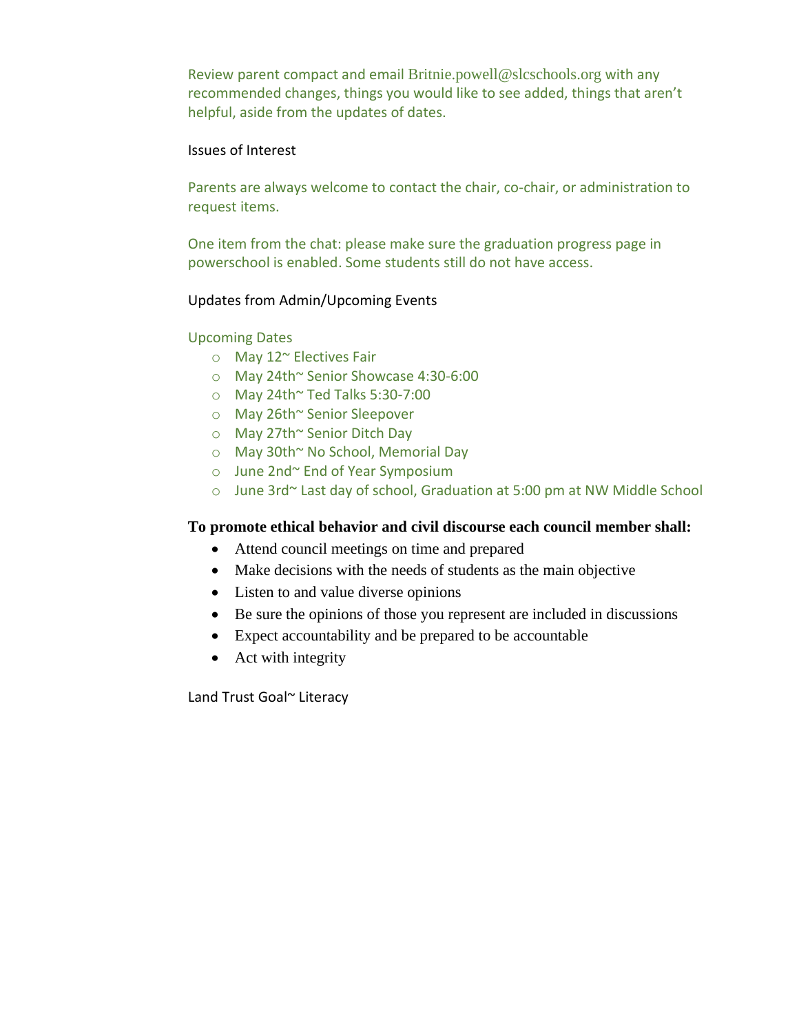Review parent compact and email Britnie.powell@slcschools.org with any recommended changes, things you would like to see added, things that aren't helpful, aside from the updates of dates.

Issues of Interest

Parents are always welcome to contact the chair, co-chair, or administration to request items.

One item from the chat: please make sure the graduation progress page in powerschool is enabled. Some students still do not have access.

Updates from Admin/Upcoming Events

Upcoming Dates

- May 12~ Electives Fair
- May 24th~ Senior Showcase 4:30-6:00
- May 24th~ Ted Talks 5:30-7:00
- May 26th~ Senior Sleepover
- May 27th~ Senior Ditch Day
- May 30th~ No School, Memorial Day
- June 2nd~ End of Year Symposium
- June 3rd~ Last day of school, Graduation at 5:00 pm at NW Middle School

**To promote ethical behavior and civil discourse each council member shall:**

- Attend council meetings on time and prepared
- Make decisions with the needs of students as the main objective
- Listen to and value diverse opinions
- Be sure the opinions of those you represent are included in discussions
- Expect accountability and be prepared to be accountable
- Act with integrity

Land Trust Goal~ Literacy